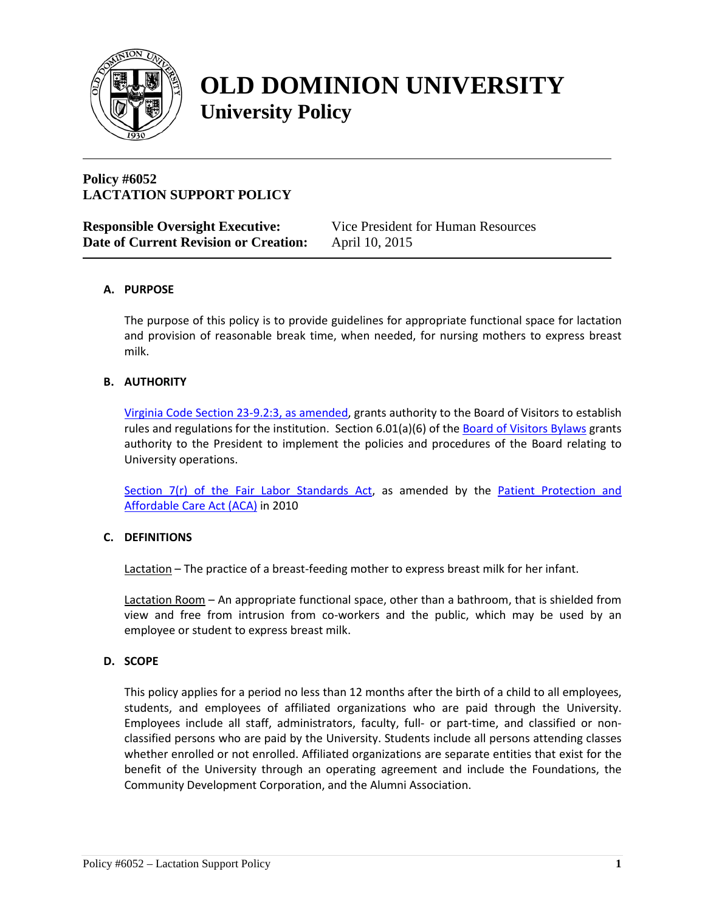# OLD DOMINION UNIVERSITY
## University Policy

---

**Policy #6052**
**LACTATION SUPPORT POLICY**

| | |
|---|---|
| **Responsible Oversight Executive:** | Vice President for Human Resources |
| **Date of Current Revision or Creation:** | April 10, 2015 |

---

### A. PURPOSE

The purpose of this policy is to provide guidelines for appropriate functional space for lactation and provision of reasonable break time, when needed, for nursing mothers to express breast milk.

### B. AUTHORITY

Virginia Code Section 23-9.2:3, as amended, grants authority to the Board of Visitors to establish rules and regulations for the institution. Section 6.01(a)(6) of the Board of Visitors Bylaws grants authority to the President to implement the policies and procedures of the Board relating to University operations.

Section 7(r) of the Fair Labor Standards Act, as amended by the Patient Protection and Affordable Care Act (ACA) in 2010

### C. DEFINITIONS

Lactation – The practice of a breast-feeding mother to express breast milk for her infant.

Lactation Room – An appropriate functional space, other than a bathroom, that is shielded from view and free from intrusion from co-workers and the public, which may be used by an employee or student to express breast milk.

### D. SCOPE

This policy applies for a period no less than 12 months after the birth of a child to all employees, students, and employees of affiliated organizations who are paid through the University. Employees include all staff, administrators, faculty, full- or part-time, and classified or non-classified persons who are paid by the University. Students include all persons attending classes whether enrolled or not enrolled. Affiliated organizations are separate entities that exist for the benefit of the University through an operating agreement and include the Foundations, the Community Development Corporation, and the Alumni Association.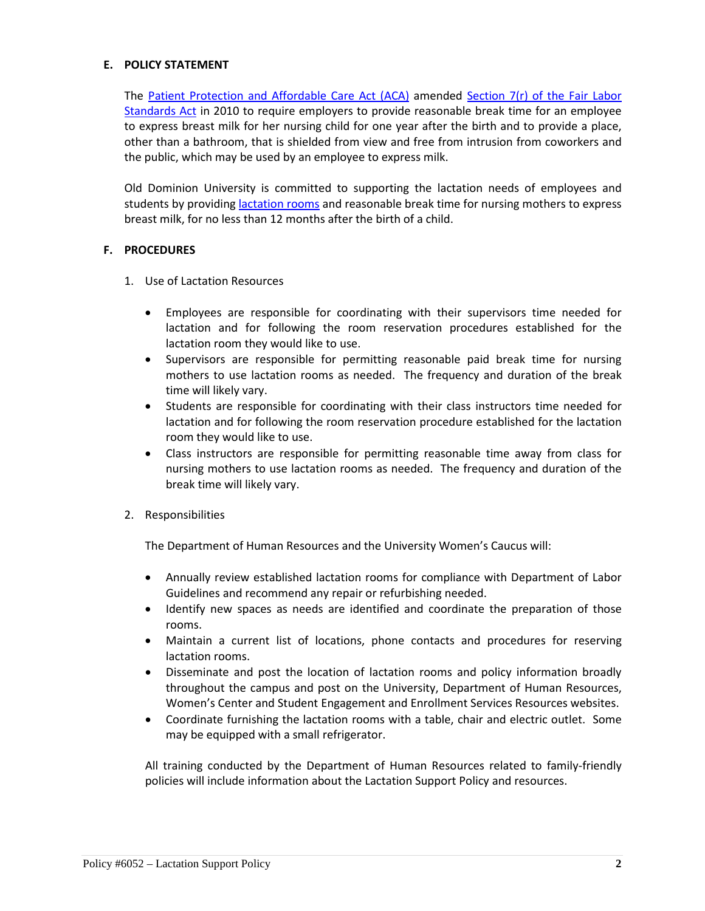## E. POLICY STATEMENT

The Patient Protection and Affordable Care Act (ACA) amended Section 7(r) of the Fair Labor Standards Act in 2010 to require employers to provide reasonable break time for an employee to express breast milk for her nursing child for one year after the birth and to provide a place, other than a bathroom, that is shielded from view and free from intrusion from coworkers and the public, which may be used by an employee to express milk.

Old Dominion University is committed to supporting the lactation needs of employees and students by providing lactation rooms and reasonable break time for nursing mothers to express breast milk, for no less than 12 months after the birth of a child.

## F. PROCEDURES

1. Use of Lactation Resources

   - Employees are responsible for coordinating with their supervisors time needed for lactation and for following the room reservation procedures established for the lactation room they would like to use.
   - Supervisors are responsible for permitting reasonable paid break time for nursing mothers to use lactation rooms as needed. The frequency and duration of the break time will likely vary.
   - Students are responsible for coordinating with their class instructors time needed for lactation and for following the room reservation procedure established for the lactation room they would like to use.
   - Class instructors are responsible for permitting reasonable time away from class for nursing mothers to use lactation rooms as needed. The frequency and duration of the break time will likely vary.

2. Responsibilities

   The Department of Human Resources and the University Women's Caucus will:

   - Annually review established lactation rooms for compliance with Department of Labor Guidelines and recommend any repair or refurbishing needed.
   - Identify new spaces as needs are identified and coordinate the preparation of those rooms.
   - Maintain a current list of locations, phone contacts and procedures for reserving lactation rooms.
   - Disseminate and post the location of lactation rooms and policy information broadly throughout the campus and post on the University, Department of Human Resources, Women's Center and Student Engagement and Enrollment Services Resources websites.
   - Coordinate furnishing the lactation rooms with a table, chair and electric outlet. Some may be equipped with a small refrigerator.

   All training conducted by the Department of Human Resources related to family-friendly policies will include information about the Lactation Support Policy and resources.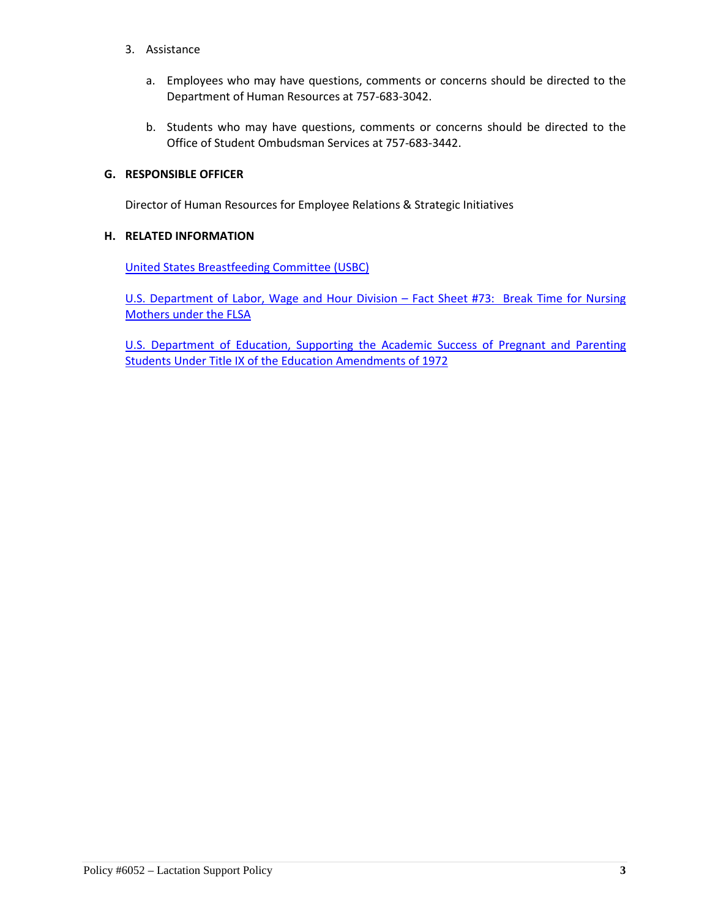3. Assistance

   a. Employees who may have questions, comments or concerns should be directed to the Department of Human Resources at 757-683-3042.

   b. Students who may have questions, comments or concerns should be directed to the Office of Student Ombudsman Services at 757-683-3442.

**G. RESPONSIBLE OFFICER**

Director of Human Resources for Employee Relations & Strategic Initiatives

**H. RELATED INFORMATION**

United States Breastfeeding Committee (USBC)

U.S. Department of Labor, Wage and Hour Division – Fact Sheet #73: Break Time for Nursing Mothers under the FLSA

U.S. Department of Education, Supporting the Academic Success of Pregnant and Parenting Students Under Title IX of the Education Amendments of 1972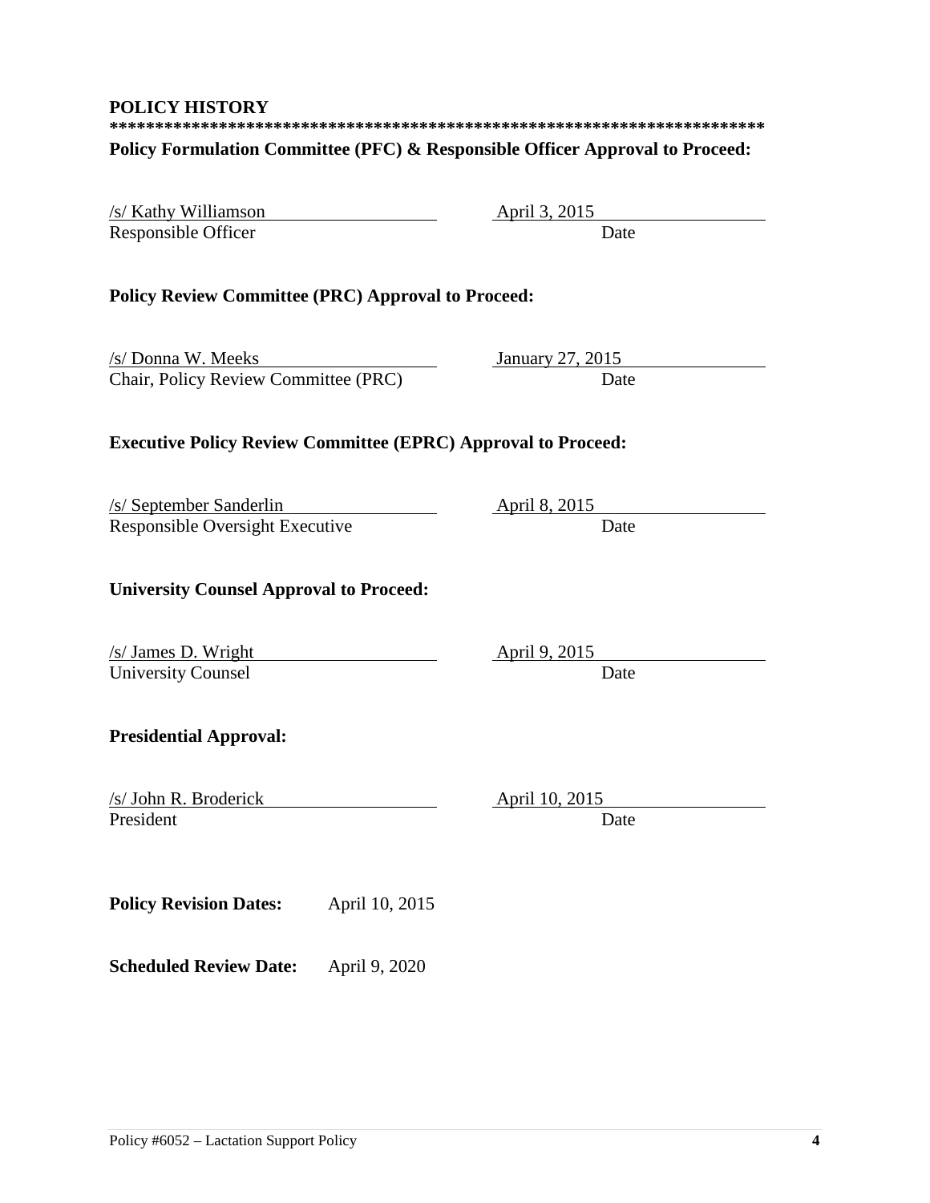## POLICY HISTORY

***************************************************************************

**Policy Formulation Committee (PFC) & Responsible Officer Approval to Proceed:**

/s/ Kathy Williamson — April 3, 2015
Responsible Officer — Date

**Policy Review Committee (PRC) Approval to Proceed:**

/s/ Donna W. Meeks — January 27, 2015
Chair, Policy Review Committee (PRC) — Date

**Executive Policy Review Committee (EPRC) Approval to Proceed:**

/s/ September Sanderlin — April 8, 2015
Responsible Oversight Executive — Date

**University Counsel Approval to Proceed:**

/s/ James D. Wright — April 9, 2015
University Counsel — Date

**Presidential Approval:**

/s/ John R. Broderick — April 10, 2015
President — Date

**Policy Revision Dates:** April 10, 2015

**Scheduled Review Date:** April 9, 2020